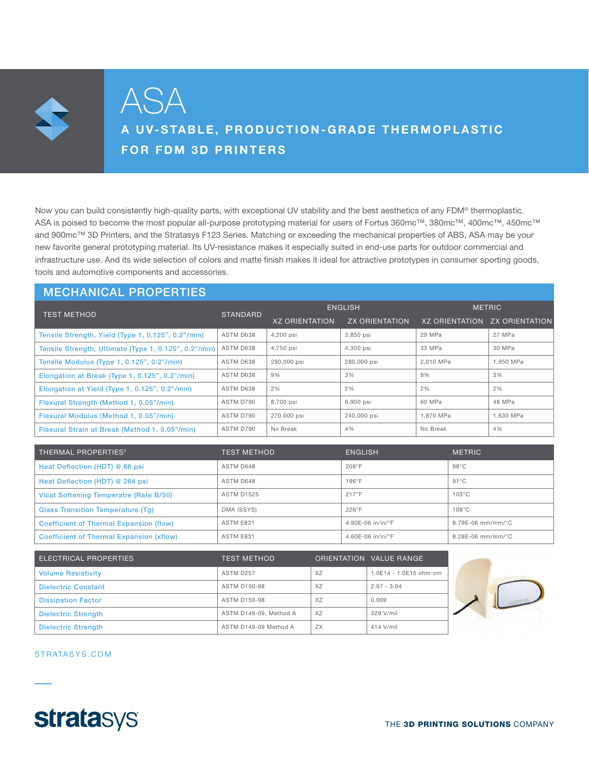# ASA

## A UV-STABLE, PRODUCTION-GRADE THERMOPLASTIC FOR FDM 3D PRINTERS

Now you can build consistently high-quality parts, with exceptional UV stability and the best aesthetics of any FDM® thermoplastic. ASA is poised to become the most popular all-purpose prototyping material for users of Fortus 360mc™, 380mc™, 400mc™, 450mc™ and 900mc™ 3D Printers, and the Stratasys F123 Series. Matching or exceeding the mechanical properties of ABS, ASA may be your new favorite general prototyping material. Its UV-resistance makes it especially suited in end-use parts for outdoor commercial and infrastructure use. And its wide selection of colors and matte finish makes it ideal for attractive prototypes in consumer sporting goods, tools and automotive components and accessories.

## MECHANICAL PROPERTIES

| TEST METHOD | STANDARD | ENGLISH | | METRIC | |
|---|---|---|---|---|---|
| | | XZ ORIENTATION | ZX ORIENTATION | XZ ORIENTATION | ZX ORIENTATION |
| Tensile Strength, Yield (Type 1, 0.125", 0.2"/min) | ASTM D638 | 4,200 psi | 3,850 psi | 29 MPa | 27 MPa |
| Tensile Strength, Ultimate (Type 1, 0.125", 0.2"/min) | ASTM D638 | 4,750 psi | 4,300 psi | 33 MPa | 30 MPa |
| Tensile Modulus (Type 1, 0.125", 0.2"/min) | ASTM D638 | 290,000 psi | 280,000 psi | 2,010 MPa | 1,950 MPa |
| Elongation at Break (Type 1, 0.125", 0.2"/min) | ASTM D638 | 9% | 3% | 9% | 3% |
| Elongation at Yield (Type 1, 0.125", 0.2"/min) | ASTM D638 | 2% | 2% | 2% | 2% |
| Flexural Strength (Method 1, 0.05"/min) | ASTM D790 | 8,700 psi | 6,900 psi | 60 MPa | 48 MPa |
| Flexural Modulus (Method 1, 0.05"/min) | ASTM D790 | 270,000 psi | 240,000 psi | 1,870 MPa | 1,630 MPa |
| Flexural Strain at Break (Method 1, 0.05"/min) | ASTM D790 | No Break | 4% | No Break | 4% |

| THERMAL PROPERTIES[2] | TEST METHOD | ENGLISH | METRIC |
|---|---|---|---|
| Heat Deflection (HDT) @ 66 psi | ASTM D648 | 208°F | 98°C |
| Heat Deflection (HDT) @ 264 psi | ASTM D648 | 196°F | 91°C |
| Vicat Softening Temperatre (Rate B/50) | ASTM D1525 | 217°F | 103°C |
| Glass Transition Temperature (Tg) | DMA (SSYS) | 226°F | 108°C |
| Coefficient of Thermal Expansion (flow) | ASTM E831 | 4.90E-06 in/in/°F | 8.79E-06 mm/mm/°C |
| Coefficient of Thermal Expansion (xflow) | ASTM E831 | 4.60E-06 in/in/°F | 8.28E-06 mm/mm/°C |

| ELECTRICAL PROPERTIES | TEST METHOD | ORIENTATION | VALUE RANGE |
|---|---|---|---|
| Volume Resistivity | ASTM D257 | XZ | 1.0E14 - 1.0E15 ohm-cm |
| Dielectric Constant | ASTM D150-98 | XZ | 2.97 - 3.04 |
| Dissipation Factor | ASTM D150-98 | XZ | 0.009 |
| Dielectric Strength | ASTM D149-09, Method A | XZ | 329 V/mil |
| Dielectric Strength | ASTM D149-09 Method A | ZX | 414 V/mil |

STRATASYS.COM

stratasys

THE **3D PRINTING SOLUTIONS** COMPANY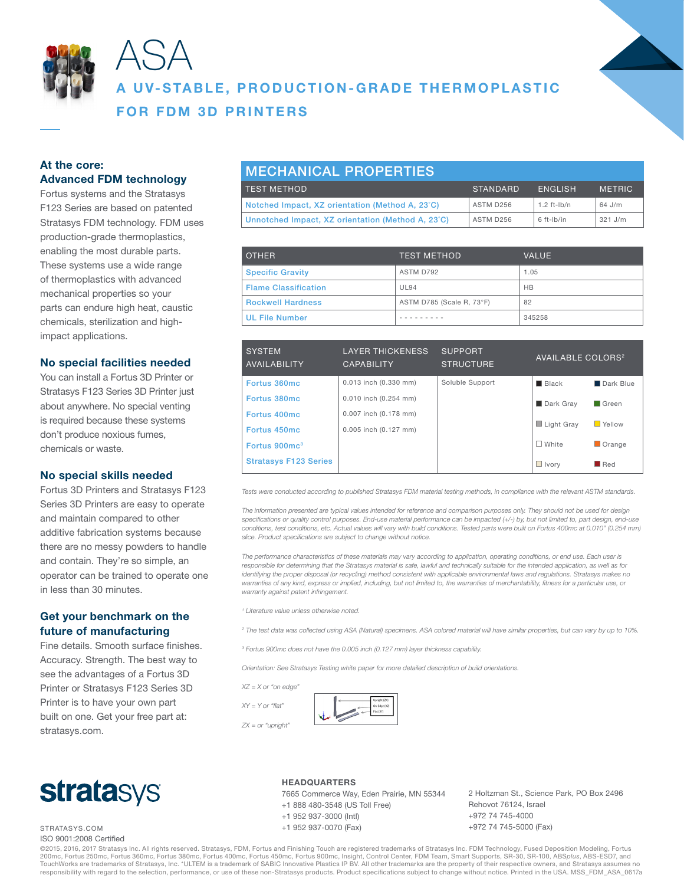# ASA

## A UV-STABLE, PRODUCTION-GRADE THERMOPLASTIC FOR FDM 3D PRINTERS

### At the core: Advanced FDM technology

Fortus systems and the Stratasys F123 Series are based on patented Stratasys FDM technology. FDM uses production-grade thermoplastics, enabling the most durable parts. These systems use a wide range of thermoplastics with advanced mechanical properties so your parts can endure high heat, caustic chemicals, sterilization and high-impact applications.

### No special facilities needed

You can install a Fortus 3D Printer or Stratasys F123 Series 3D Printer just about anywhere. No special venting is required because these systems don't produce noxious fumes, chemicals or waste.

### No special skills needed

Fortus 3D Printers and Stratasys F123 Series 3D Printers are easy to operate and maintain compared to other additive fabrication systems because there are no messy powders to handle and contain. They're so simple, an operator can be trained to operate one in less than 30 minutes.

### Get your benchmark on the future of manufacturing

Fine details. Smooth surface finishes. Accuracy. Strength. The best way to see the advantages of a Fortus 3D Printer or Stratasys F123 Series 3D Printer is to have your own part built on one. Get your free part at: stratasys.com.

## MECHANICAL PROPERTIES

| TEST METHOD | STANDARD | ENGLISH | METRIC |
|---|---|---|---|
| Notched Impact, XZ orientation (Method A, 23˚C) | ASTM D256 | 1.2 ft-lb/n | 64 J/m |
| Unnotched Impact, XZ orientation (Method A, 23˚C) | ASTM D256 | 6 ft-lb/in | 321 J/m |

| OTHER | TEST METHOD | VALUE |
|---|---|---|
| Specific Gravity | ASTM D792 | 1.05 |
| Flame Classification | UL94 | HB |
| Rockwell Hardness | ASTM D785 (Scale R, 73°F) | 82 |
| UL File Number | - - - - - - - - - | 345258 |

| SYSTEM AVAILABILITY | LAYER THICKENESS CAPABILITY | SUPPORT STRUCTURE | AVAILABLE COLORS[2] | |
|---|---|---|---|---|
| Fortus 360mc | 0.013 inch (0.330 mm) | Soluble Support | Black | Dark Blue |
| Fortus 380mc | 0.010 inch (0.254 mm) | | Dark Gray | Green |
| Fortus 400mc | 0.007 inch (0.178 mm) | | Light Gray | Yellow |
| Fortus 450mc | 0.005 inch (0.127 mm) | | White | Orange |
| Fortus 900mc[3] | | | Ivory | Red |
| Stratasys F123 Series | | | | |

*Tests were conducted according to published Stratasys FDM material testing methods, in compliance with the relevant ASTM standards.*

*The information presented are typical values intended for reference and comparison purposes only. They should not be used for design specifications or quality control purposes. End-use material performance can be impacted (+/-) by, but not limited to, part design, end-use conditions, test conditions, etc. Actual values will vary with build conditions. Tested parts were built on Fortus 400mc at 0.010" (0.254 mm) slice. Product specifications are subject to change without notice.*

*The performance characteristics of these materials may vary according to application, operating conditions, or end use. Each user is responsible for determining that the Stratasys material is safe, lawful and technically suitable for the intended application, as well as for identifying the proper disposal (or recycling) method consistent with applicable environmental laws and regulations. Stratasys makes no warranties of any kind, express or implied, including, but not limited to, the warranties of merchantability, fitness for a particular use, or warranty against patent infringement.*

*[1] Literature value unless otherwise noted.*

*[2] The test data was collected using ASA (Natural) specimens. ASA colored material will have similar properties, but can vary by up to 10%.*

*[3] Fortus 900mc does not have the 0.005 inch (0.127 mm) layer thickness capability.*

*Orientation: See Stratasys Testing white paper for more detailed description of build orientations.*

*XZ = X or "on edge"*

*XY = Y or "flat"*

*ZX = or "upright"*

Upright (ZX)
On Edge (XZ)
Flat (XY)

stratasys

STRATASYS.COM

ISO 9001:2008 Certified

**HEADQUARTERS**

7665 Commerce Way, Eden Prairie, MN 55344
+1 888 480-3548 (US Toll Free)
+1 952 937-3000 (Intl)
+1 952 937-0070 (Fax)

2 Holtzman St., Science Park, PO Box 2496
Rehovot 76124, Israel
+972 74 745-4000
+972 74 745-5000 (Fax)

©2015, 2016, 2017 Stratasys Inc. All rights reserved. Stratasys, FDM, Fortus and Finishing Touch are registered trademarks of Stratasys Inc. FDM Technology, Fused Deposition Modeling, Fortus 200mc, Fortus 250mc, Fortus 360mc, Fortus 380mc, Fortus 400mc, Fortus 450mc, Fortus 900mc, Insight, Control Center, FDM Team, Smart Supports, SR-30, SR-100, ABS*plus*, ABS-ESD7, and TouchWorks are trademarks of Stratasys, Inc. *ULTEM is a trademark of SABIC Innovative Plastics IP BV. All other trademarks are the property of their respective owners, and Stratasys assumes no responsibility with regard to the selection, performance, or use of these non-Stratasys products. Product specifications subject to change without notice. Printed in the USA. MSS_FDM_ASA_0617a